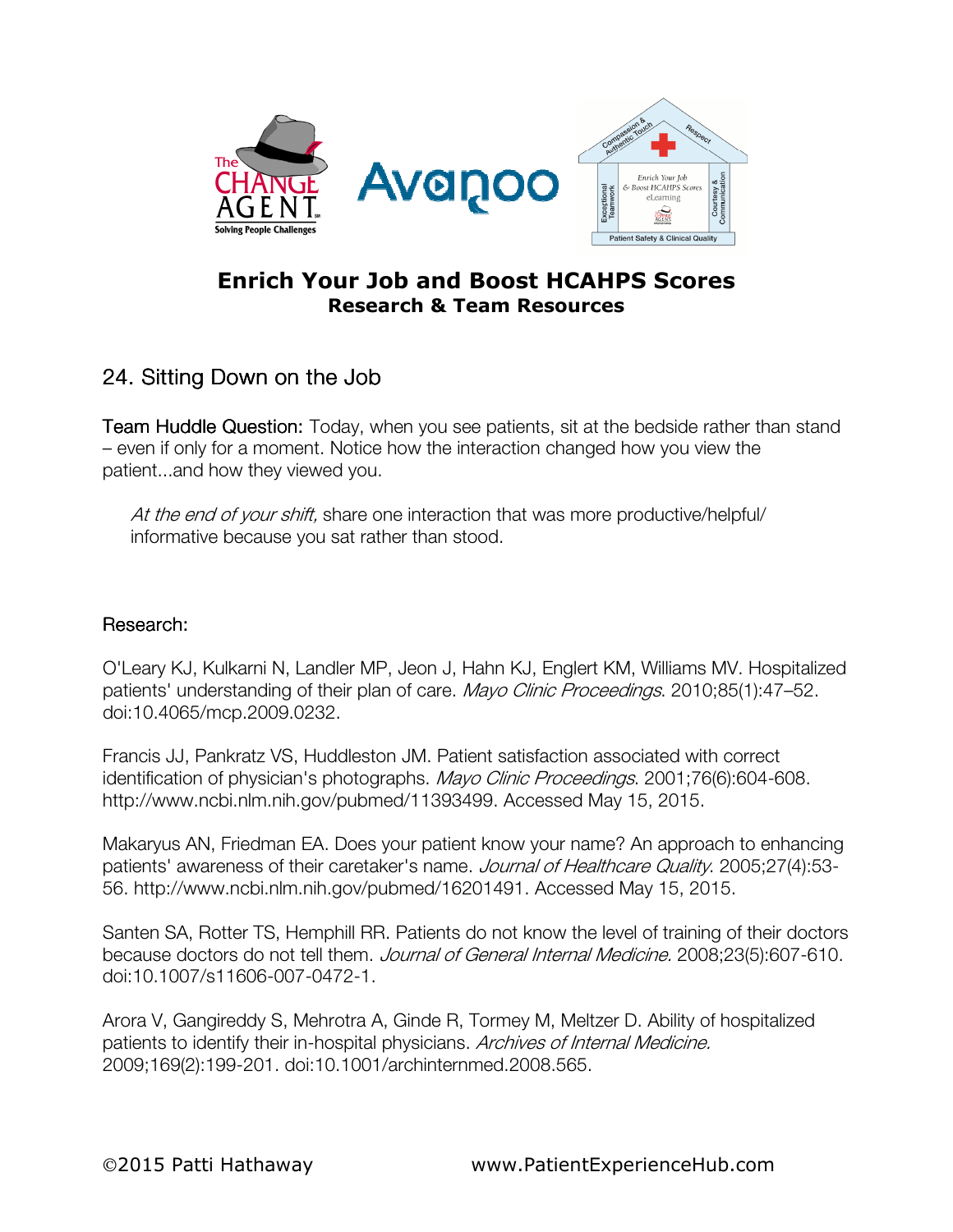# Enrich Your Job and Boost HCAHPS Scores

## Research & Team Resources

### 24. Sitting Down on the Job

**Team Huddle Question:** Today, when you see patients, sit at the bedside rather than stand – even if only for a moment. Notice how the interaction changed how you view the patient...and how they viewed you.

> *At the end of your shift,* share one interaction that was more productive/helpful/ informative because you sat rather than stood.

### Research:

O'Leary KJ, Kulkarni N, Landler MP, Jeon J, Hahn KJ, Englert KM, Williams MV. Hospitalized patients' understanding of their plan of care. *Mayo Clinic Proceedings*. 2010;85(1):47–52. doi:10.4065/mcp.2009.0232.

Francis JJ, Pankratz VS, Huddleston JM. Patient satisfaction associated with correct identification of physician's photographs. *Mayo Clinic Proceedings*. 2001;76(6):604-608. http://www.ncbi.nlm.nih.gov/pubmed/11393499. Accessed May 15, 2015.

Makaryus AN, Friedman EA. Does your patient know your name? An approach to enhancing patients' awareness of their caretaker's name. *Journal of Healthcare Quality*. 2005;27(4):53-56. http://www.ncbi.nlm.nih.gov/pubmed/16201491. Accessed May 15, 2015.

Santen SA, Rotter TS, Hemphill RR. Patients do not know the level of training of their doctors because doctors do not tell them. *Journal of General Internal Medicine.* 2008;23(5):607-610. doi:10.1007/s11606-007-0472-1.

Arora V, Gangireddy S, Mehrotra A, Ginde R, Tormey M, Meltzer D. Ability of hospitalized patients to identify their in-hospital physicians. *Archives of Internal Medicine.* 2009;169(2):199-201. doi:10.1001/archinternmed.2008.565.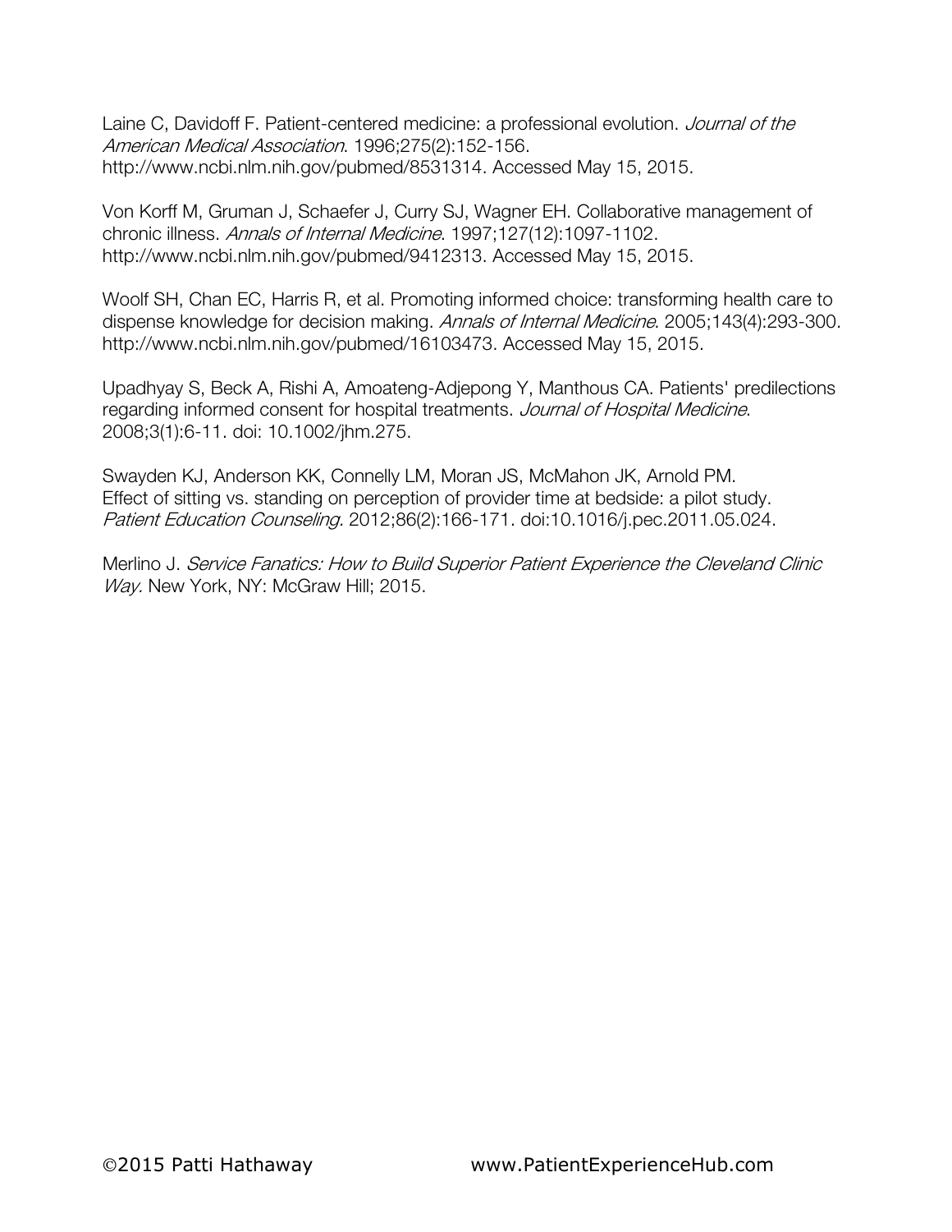Laine C, Davidoff F. Patient-centered medicine: a professional evolution. *Journal of the American Medical Association*. 1996;275(2):152-156. http://www.ncbi.nlm.nih.gov/pubmed/8531314. Accessed May 15, 2015.

Von Korff M, Gruman J, Schaefer J, Curry SJ, Wagner EH. Collaborative management of chronic illness. *Annals of Internal Medicine*. 1997;127(12):1097-1102. http://www.ncbi.nlm.nih.gov/pubmed/9412313. Accessed May 15, 2015.

Woolf SH, Chan EC, Harris R, et al. Promoting informed choice: transforming health care to dispense knowledge for decision making. *Annals of Internal Medicine*. 2005;143(4):293-300. http://www.ncbi.nlm.nih.gov/pubmed/16103473. Accessed May 15, 2015.

Upadhyay S, Beck A, Rishi A, Amoateng-Adjepong Y, Manthous CA. Patients' predilections regarding informed consent for hospital treatments. *Journal of Hospital Medicine*. 2008;3(1):6-11. doi: 10.1002/jhm.275.

Swayden KJ, Anderson KK, Connelly LM, Moran JS, McMahon JK, Arnold PM. Effect of sitting vs. standing on perception of provider time at bedside: a pilot study. *Patient Education Counseling.* 2012;86(2):166-171. doi:10.1016/j.pec.2011.05.024.

Merlino J. *Service Fanatics: How to Build Superior Patient Experience the Cleveland Clinic Way.* New York, NY: McGraw Hill; 2015.